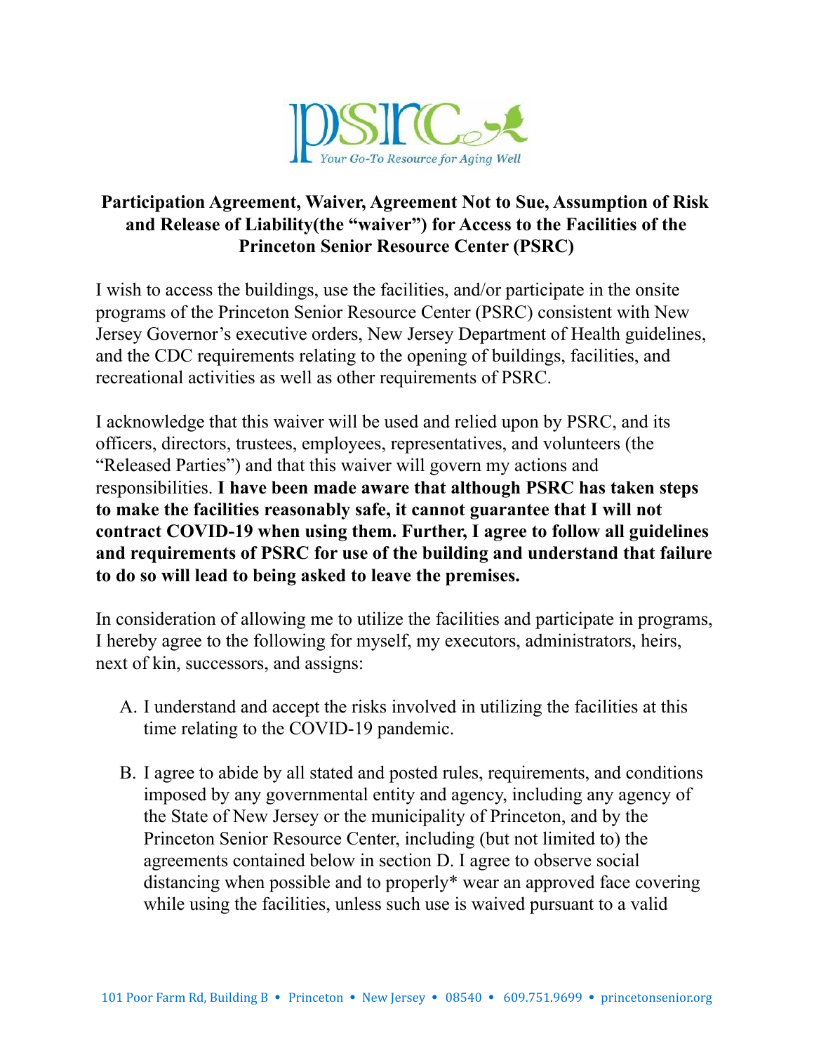# Participation Agreement, Waiver, Agreement Not to Sue, Assumption of Risk and Release of Liability(the "waiver") for Access to the Facilities of the Princeton Senior Resource Center (PSRC)

I wish to access the buildings, use the facilities, and/or participate in the onsite programs of the Princeton Senior Resource Center (PSRC) consistent with New Jersey Governor's executive orders, New Jersey Department of Health guidelines, and the CDC requirements relating to the opening of buildings, facilities, and recreational activities as well as other requirements of PSRC.

I acknowledge that this waiver will be used and relied upon by PSRC, and its officers, directors, trustees, employees, representatives, and volunteers (the "Released Parties") and that this waiver will govern my actions and responsibilities. **I have been made aware that although PSRC has taken steps to make the facilities reasonably safe, it cannot guarantee that I will not contract COVID-19 when using them. Further, I agree to follow all guidelines and requirements of PSRC for use of the building and understand that failure to do so will lead to being asked to leave the premises.**

In consideration of allowing me to utilize the facilities and participate in programs, I hereby agree to the following for myself, my executors, administrators, heirs, next of kin, successors, and assigns:

A. I understand and accept the risks involved in utilizing the facilities at this time relating to the COVID-19 pandemic.

B. I agree to abide by all stated and posted rules, requirements, and conditions imposed by any governmental entity and agency, including any agency of the State of New Jersey or the municipality of Princeton, and by the Princeton Senior Resource Center, including (but not limited to) the agreements contained below in section D. I agree to observe social distancing when possible and to properly* wear an approved face covering while using the facilities, unless such use is waived pursuant to a valid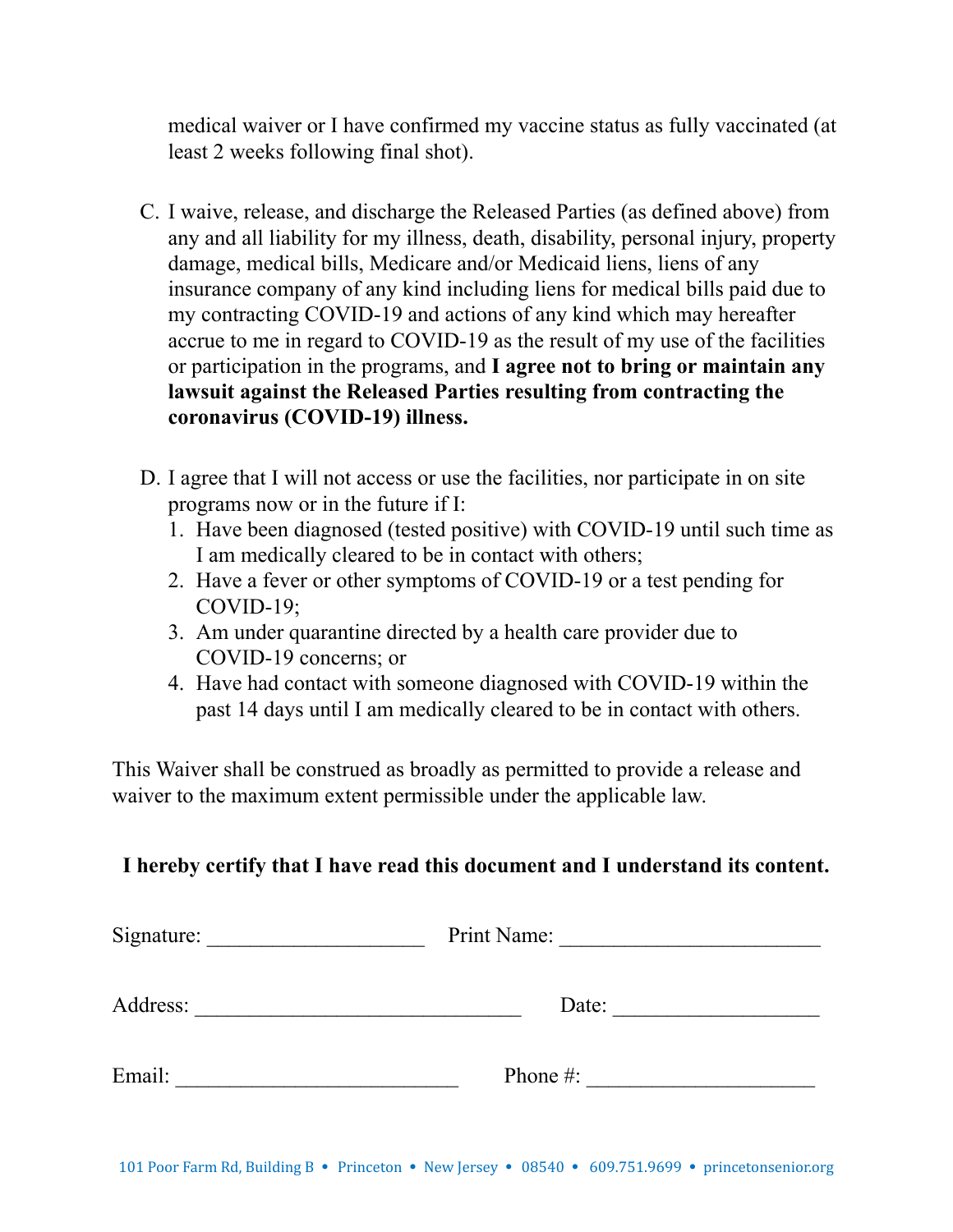medical waiver or I have confirmed my vaccine status as fully vaccinated (at least 2 weeks following final shot).

C. I waive, release, and discharge the Released Parties (as defined above) from any and all liability for my illness, death, disability, personal injury, property damage, medical bills, Medicare and/or Medicaid liens, liens of any insurance company of any kind including liens for medical bills paid due to my contracting COVID-19 and actions of any kind which may hereafter accrue to me in regard to COVID-19 as the result of my use of the facilities or participation in the programs, and **I agree not to bring or maintain any lawsuit against the Released Parties resulting from contracting the coronavirus (COVID-19) illness.**

D. I agree that I will not access or use the facilities, nor participate in on site programs now or in the future if I:
   1. Have been diagnosed (tested positive) with COVID-19 until such time as I am medically cleared to be in contact with others;
   2. Have a fever or other symptoms of COVID-19 or a test pending for COVID-19;
   3. Am under quarantine directed by a health care provider due to COVID-19 concerns; or
   4. Have had contact with someone diagnosed with COVID-19 within the past 14 days until I am medically cleared to be in contact with others.

This Waiver shall be construed as broadly as permitted to provide a release and waiver to the maximum extent permissible under the applicable law.

**I hereby certify that I have read this document and I understand its content.**

Signature: ____________________ Print Name: ________________________

Address: ______________________________ Date: ___________________

Email: __________________________ Phone #: _____________________

101 Poor Farm Rd, Building B • Princeton • New Jersey • 08540 • 609.751.9699 • princetonsenior.org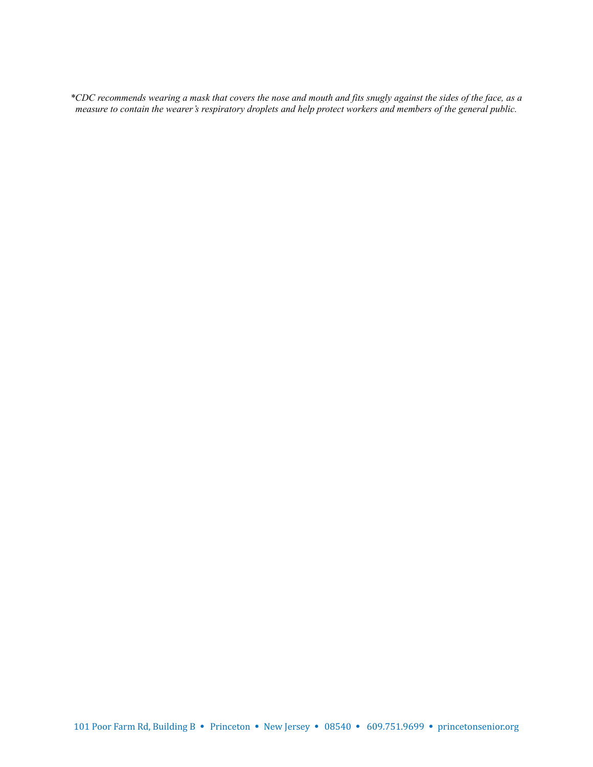*\*CDC recommends wearing a mask that covers the nose and mouth and fits snugly against the sides of the face, as a measure to contain the wearer's respiratory droplets and help protect workers and members of the general public.*